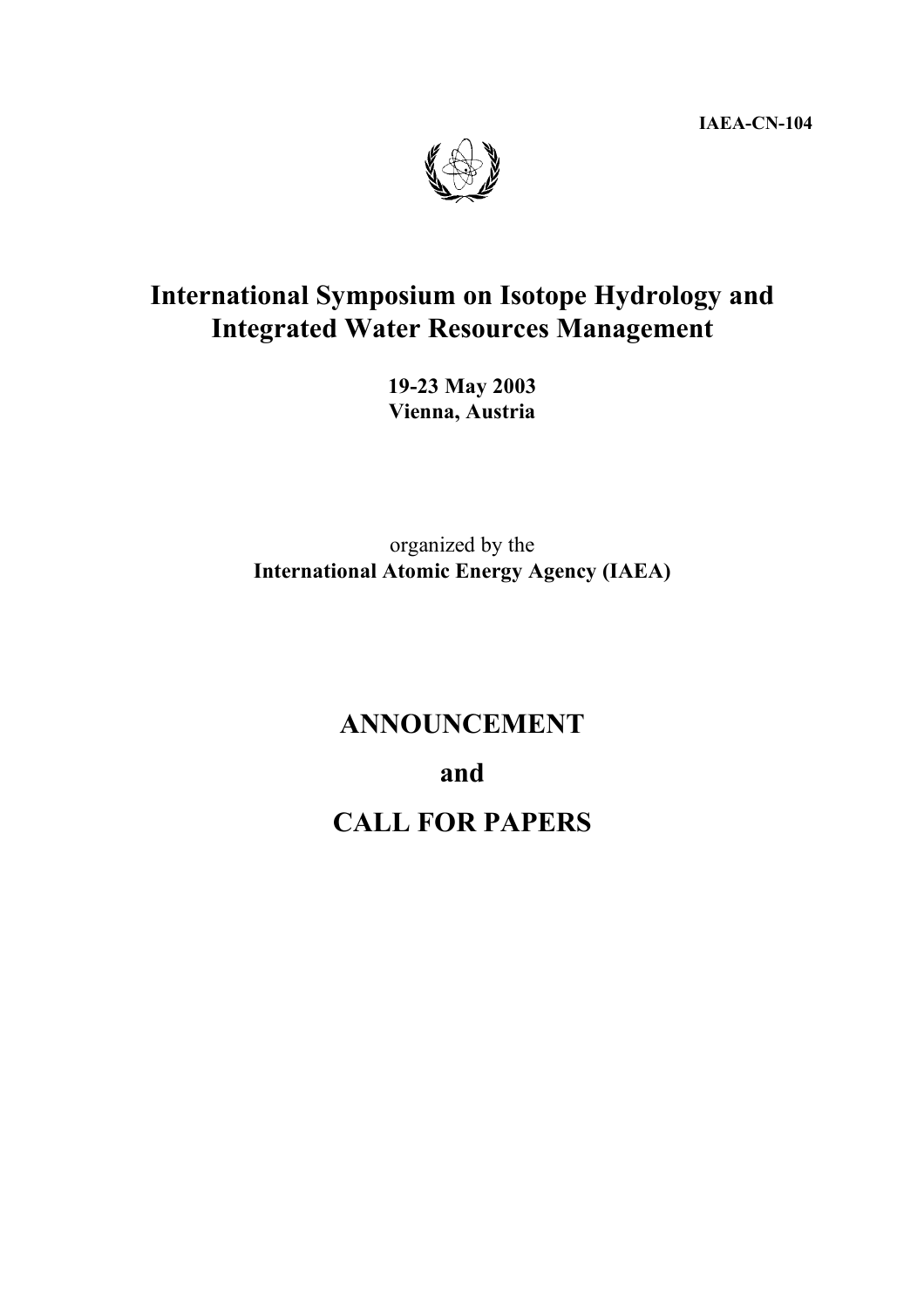**IAEA-CN-104**

# International Symposium on Isotope Hydrology and Integrated Water Resources Management

**19-23 May 2003**
**Vienna, Austria**

organized by the
**International Atomic Energy Agency (IAEA)**

# ANNOUNCEMENT

# and

# CALL FOR PAPERS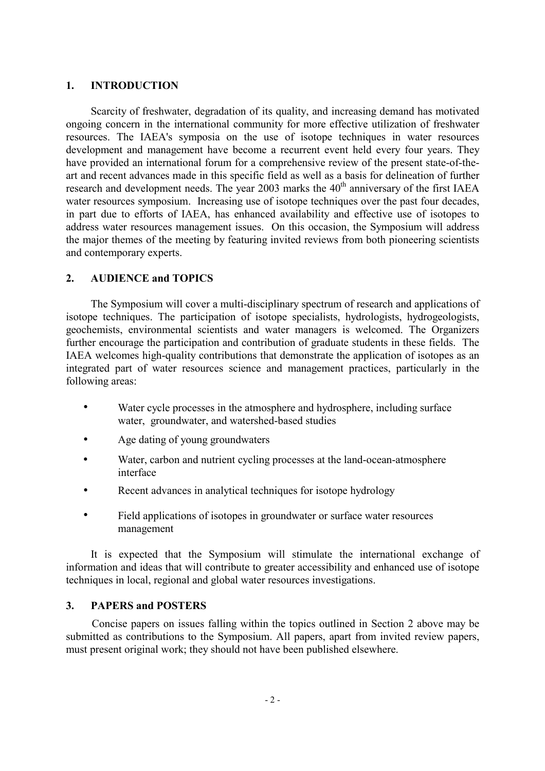## 1. INTRODUCTION

Scarcity of freshwater, degradation of its quality, and increasing demand has motivated ongoing concern in the international community for more effective utilization of freshwater resources. The IAEA's symposia on the use of isotope techniques in water resources development and management have become a recurrent event held every four years. They have provided an international forum for a comprehensive review of the present state-of-the-art and recent advances made in this specific field as well as a basis for delineation of further research and development needs. The year 2003 marks the 40th anniversary of the first IAEA water resources symposium. Increasing use of isotope techniques over the past four decades, in part due to efforts of IAEA, has enhanced availability and effective use of isotopes to address water resources management issues. On this occasion, the Symposium will address the major themes of the meeting by featuring invited reviews from both pioneering scientists and contemporary experts.

## 2. AUDIENCE and TOPICS

The Symposium will cover a multi-disciplinary spectrum of research and applications of isotope techniques. The participation of isotope specialists, hydrologists, hydrogeologists, geochemists, environmental scientists and water managers is welcomed. The Organizers further encourage the participation and contribution of graduate students in these fields. The IAEA welcomes high-quality contributions that demonstrate the application of isotopes as an integrated part of water resources science and management practices, particularly in the following areas:

- Water cycle processes in the atmosphere and hydrosphere, including surface water, groundwater, and watershed-based studies
- Age dating of young groundwaters
- Water, carbon and nutrient cycling processes at the land-ocean-atmosphere interface
- Recent advances in analytical techniques for isotope hydrology
- Field applications of isotopes in groundwater or surface water resources management

It is expected that the Symposium will stimulate the international exchange of information and ideas that will contribute to greater accessibility and enhanced use of isotope techniques in local, regional and global water resources investigations.

## 3. PAPERS and POSTERS

Concise papers on issues falling within the topics outlined in Section 2 above may be submitted as contributions to the Symposium. All papers, apart from invited review papers, must present original work; they should not have been published elsewhere.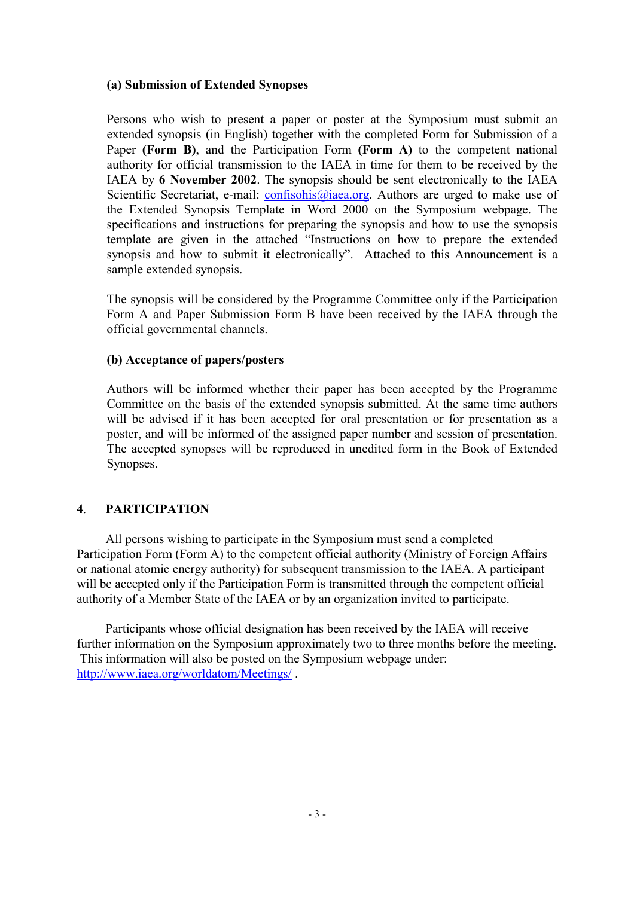### (a) Submission of Extended Synopses

Persons who wish to present a paper or poster at the Symposium must submit an extended synopsis (in English) together with the completed Form for Submission of a Paper **(Form B)**, and the Participation Form **(Form A)** to the competent national authority for official transmission to the IAEA in time for them to be received by the IAEA by **6 November 2002**. The synopsis should be sent electronically to the IAEA Scientific Secretariat, e-mail: confisohis@iaea.org. Authors are urged to make use of the Extended Synopsis Template in Word 2000 on the Symposium webpage. The specifications and instructions for preparing the synopsis and how to use the synopsis template are given in the attached "Instructions on how to prepare the extended synopsis and how to submit it electronically". Attached to this Announcement is a sample extended synopsis.

The synopsis will be considered by the Programme Committee only if the Participation Form A and Paper Submission Form B have been received by the IAEA through the official governmental channels.

### (b) Acceptance of papers/posters

Authors will be informed whether their paper has been accepted by the Programme Committee on the basis of the extended synopsis submitted. At the same time authors will be advised if it has been accepted for oral presentation or for presentation as a poster, and will be informed of the assigned paper number and session of presentation. The accepted synopses will be reproduced in unedited form in the Book of Extended Synopses.

## 4. PARTICIPATION

All persons wishing to participate in the Symposium must send a completed Participation Form (Form A) to the competent official authority (Ministry of Foreign Affairs or national atomic energy authority) for subsequent transmission to the IAEA. A participant will be accepted only if the Participation Form is transmitted through the competent official authority of a Member State of the IAEA or by an organization invited to participate.

Participants whose official designation has been received by the IAEA will receive further information on the Symposium approximately two to three months before the meeting. This information will also be posted on the Symposium webpage under: http://www.iaea.org/worldatom/Meetings/ .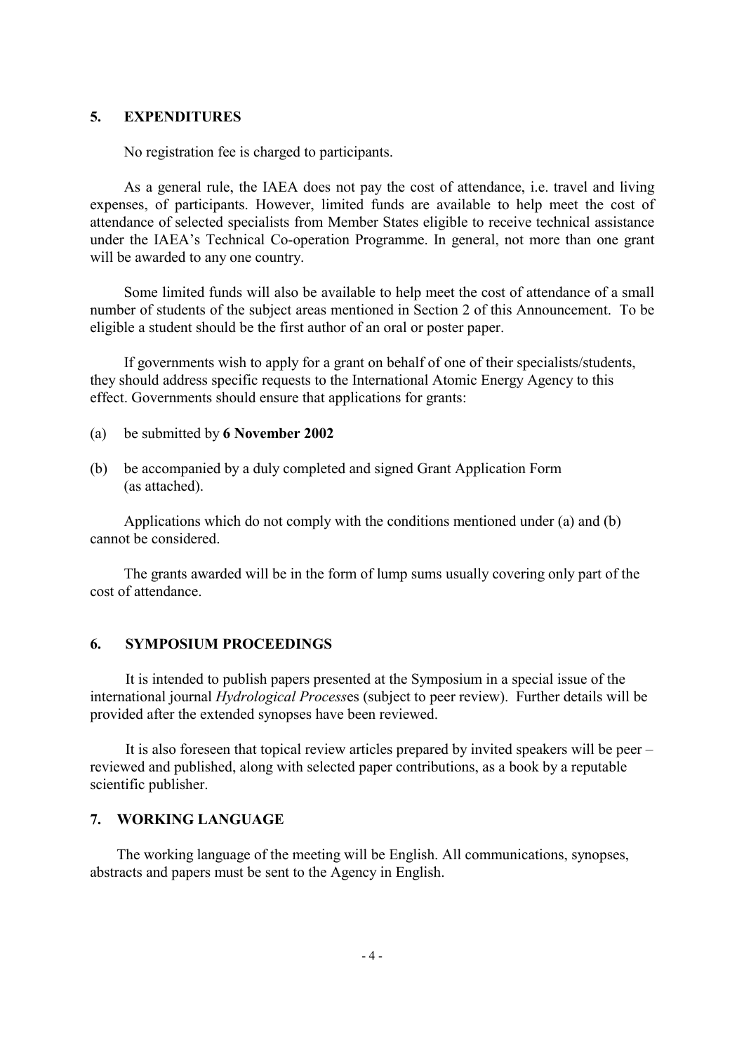## 5. EXPENDITURES

No registration fee is charged to participants.

As a general rule, the IAEA does not pay the cost of attendance, i.e. travel and living expenses, of participants. However, limited funds are available to help meet the cost of attendance of selected specialists from Member States eligible to receive technical assistance under the IAEA's Technical Co-operation Programme. In general, not more than one grant will be awarded to any one country.

Some limited funds will also be available to help meet the cost of attendance of a small number of students of the subject areas mentioned in Section 2 of this Announcement. To be eligible a student should be the first author of an oral or poster paper.

If governments wish to apply for a grant on behalf of one of their specialists/students, they should address specific requests to the International Atomic Energy Agency to this effect. Governments should ensure that applications for grants:

(a) be submitted by **6 November 2002**

(b) be accompanied by a duly completed and signed Grant Application Form (as attached).

Applications which do not comply with the conditions mentioned under (a) and (b) cannot be considered.

The grants awarded will be in the form of lump sums usually covering only part of the cost of attendance.

## 6. SYMPOSIUM PROCEEDINGS

It is intended to publish papers presented at the Symposium in a special issue of the international journal *Hydrological Process*es (subject to peer review). Further details will be provided after the extended synopses have been reviewed.

It is also foreseen that topical review articles prepared by invited speakers will be peer – reviewed and published, along with selected paper contributions, as a book by a reputable scientific publisher.

## 7. WORKING LANGUAGE

The working language of the meeting will be English. All communications, synopses, abstracts and papers must be sent to the Agency in English.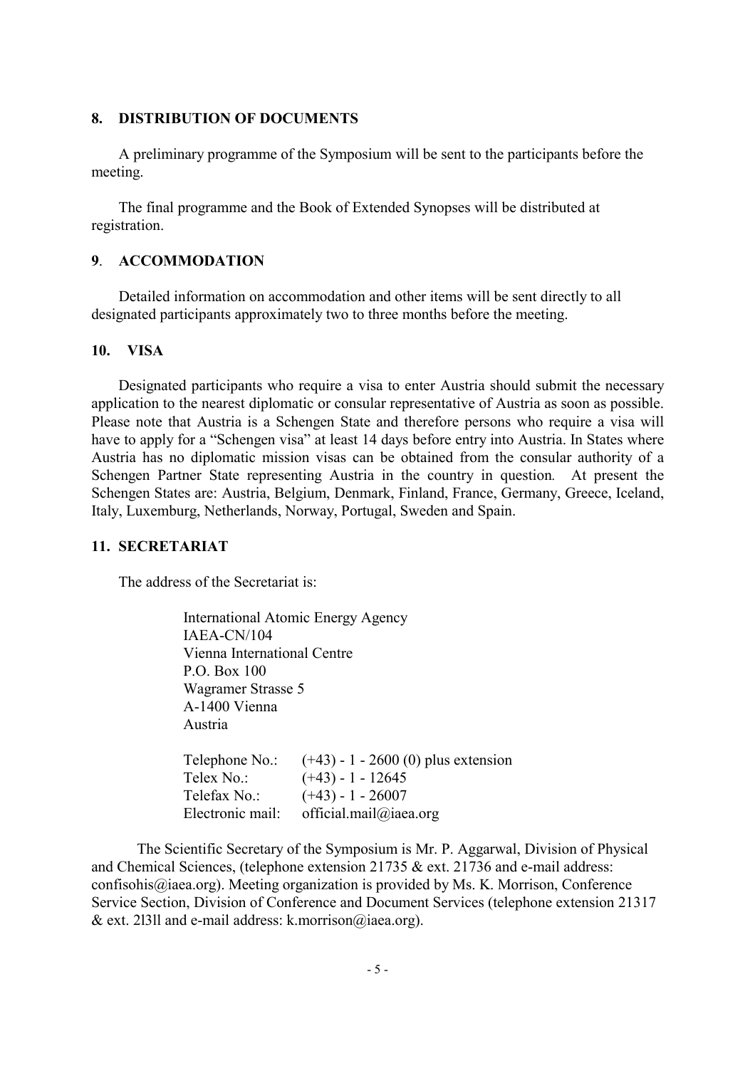## 8. DISTRIBUTION OF DOCUMENTS

A preliminary programme of the Symposium will be sent to the participants before the meeting.

The final programme and the Book of Extended Synopses will be distributed at registration.

## 9. ACCOMMODATION

Detailed information on accommodation and other items will be sent directly to all designated participants approximately two to three months before the meeting.

## 10. VISA

Designated participants who require a visa to enter Austria should submit the necessary application to the nearest diplomatic or consular representative of Austria as soon as possible. Please note that Austria is a Schengen State and therefore persons who require a visa will have to apply for a "Schengen visa" at least 14 days before entry into Austria. In States where Austria has no diplomatic mission visas can be obtained from the consular authority of a Schengen Partner State representing Austria in the country in question. At present the Schengen States are: Austria, Belgium, Denmark, Finland, France, Germany, Greece, Iceland, Italy, Luxemburg, Netherlands, Norway, Portugal, Sweden and Spain.

## 11. SECRETARIAT

The address of the Secretariat is:

International Atomic Energy Agency
IAEA-CN/104
Vienna International Centre
P.O. Box 100
Wagramer Strasse 5
A-1400 Vienna
Austria

Telephone No.: (+43) - 1 - 2600 (0) plus extension
Telex No.: (+43) - 1 - 12645
Telefax No.: (+43) - 1 - 26007
Electronic mail: official.mail@iaea.org

The Scientific Secretary of the Symposium is Mr. P. Aggarwal, Division of Physical and Chemical Sciences, (telephone extension 21735 & ext. 21736 and e-mail address: confisohis@iaea.org). Meeting organization is provided by Ms. K. Morrison, Conference Service Section, Division of Conference and Document Services (telephone extension 21317 & ext. 2l3ll and e-mail address: k.morrison@iaea.org).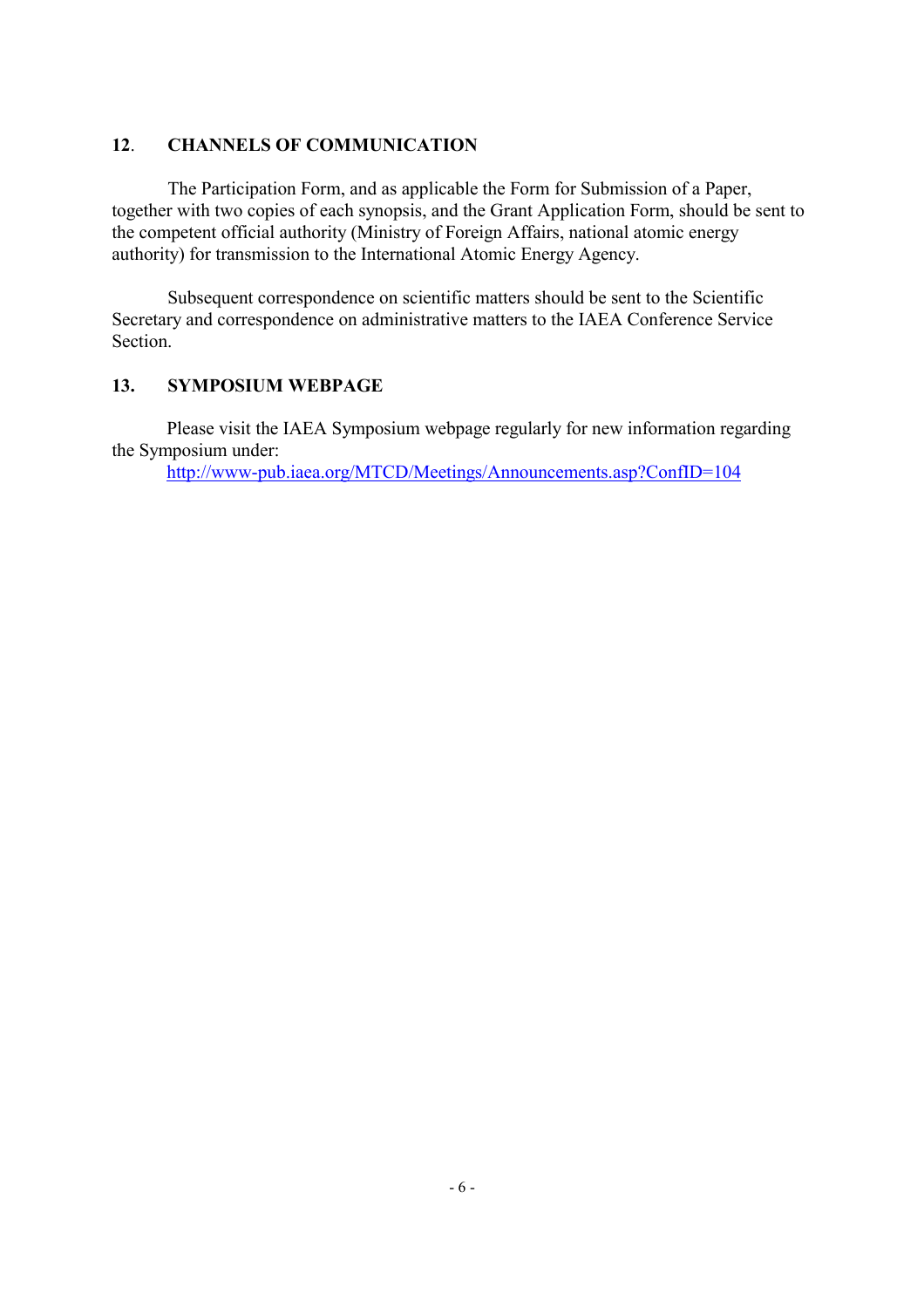## 12. CHANNELS OF COMMUNICATION

The Participation Form, and as applicable the Form for Submission of a Paper, together with two copies of each synopsis, and the Grant Application Form, should be sent to the competent official authority (Ministry of Foreign Affairs, national atomic energy authority) for transmission to the International Atomic Energy Agency.

Subsequent correspondence on scientific matters should be sent to the Scientific Secretary and correspondence on administrative matters to the IAEA Conference Service Section.

## 13. SYMPOSIUM WEBPAGE

Please visit the IAEA Symposium webpage regularly for new information regarding the Symposium under:
http://www-pub.iaea.org/MTCD/Meetings/Announcements.asp?ConfID=104